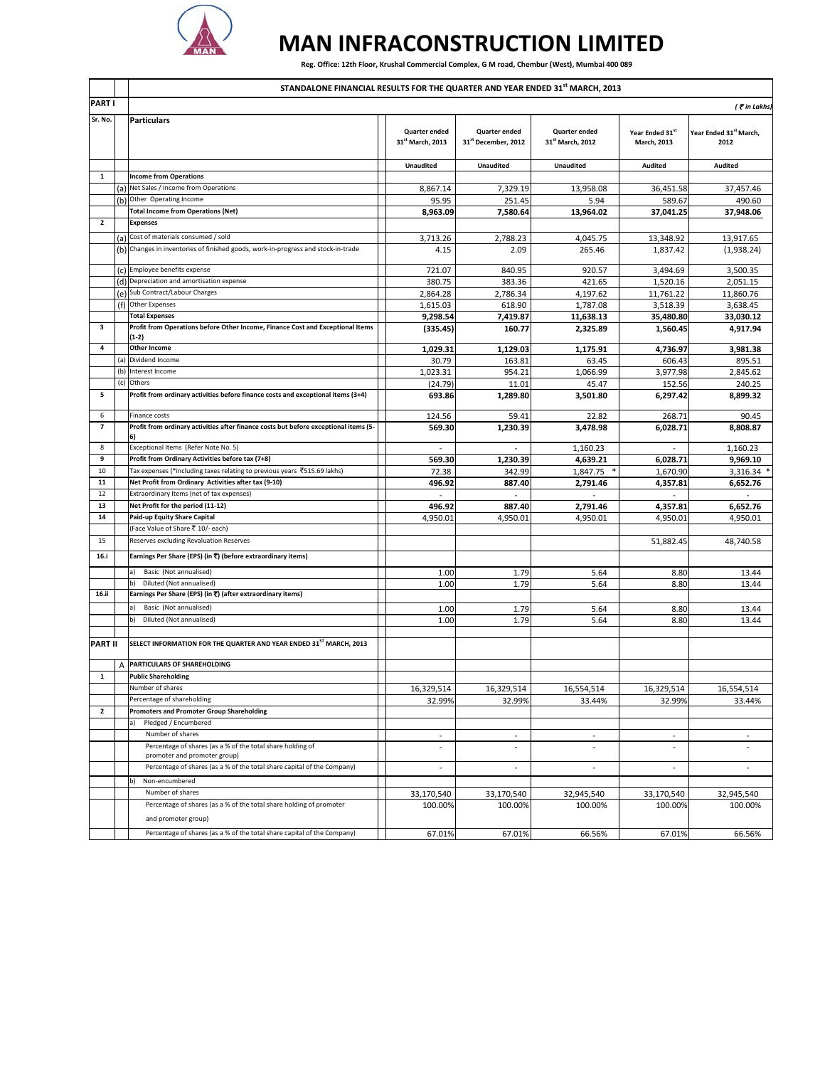# MAN INFRACONSTRUCTION LIMITED

**Reg. Office: 12th Floor, Krushal Commercial Complex, G M road, Chembur (West), Mumbai 400 089**

## STANDALONE FINANCIAL RESULTS FOR THE QUARTER AND YEAR ENDED 31st MARCH, 2013

**PART I**

*( ₹ in Lakhs)*

| Sr. No. | | Particulars | Quarter ended 31st March, 2013 | Quarter ended 31st December, 2012 | Quarter ended 31st March, 2012 | Year Ended 31st March, 2013 | Year Ended 31st March, 2012 |
|---|---|---|---|---|---|---|---|
| | | | Unaudited | Unaudited | Unaudited | Audited | Audited |
| 1 | | **Income from Operations** | | | | | |
| | (a) | Net Sales / Income from Operations | 8,867.14 | 7,329.19 | 13,958.08 | 36,451.58 | 37,457.46 |
| | (b) | Other Operating Income | 95.95 | 251.45 | 5.94 | 589.67 | 490.60 |
| | | **Total Income from Operations (Net)** | **8,963.09** | **7,580.64** | **13,964.02** | **37,041.25** | **37,948.06** |
| 2 | | **Expenses** | | | | | |
| | (a) | Cost of materials consumed / sold | 3,713.26 | 2,788.23 | 4,045.75 | 13,348.92 | 13,917.65 |
| | (b) | Changes in inventories of finished goods, work-in-progress and stock-in-trade | 4.15 | 2.09 | 265.46 | 1,837.42 | (1,938.24) |
| | (c) | Employee benefits expense | 721.07 | 840.95 | 920.57 | 3,494.69 | 3,500.35 |
| | (d) | Depreciation and amortisation expense | 380.75 | 383.36 | 421.65 | 1,520.16 | 2,051.15 |
| | (e) | Sub Contract/Labour Charges | 2,864.28 | 2,786.34 | 4,197.62 | 11,761.22 | 11,860.76 |
| | (f) | Other Expenses | 1,615.03 | 618.90 | 1,787.08 | 3,518.39 | 3,638.45 |
| | | **Total Expenses** | **9,298.54** | **7,419.87** | **11,638.13** | **35,480.80** | **33,030.12** |
| 3 | | **Profit from Operations before Other Income, Finance Cost and Exceptional Items (1-2)** | **(335.45)** | **160.77** | **2,325.89** | **1,560.45** | **4,917.94** |
| 4 | | **Other Income** | **1,029.31** | **1,129.03** | **1,175.91** | **4,736.97** | **3,981.38** |
| | (a) | Dividend Income | 30.79 | 163.81 | 63.45 | 606.43 | 895.51 |
| | (b) | Interest Income | 1,023.31 | 954.21 | 1,066.99 | 3,977.98 | 2,845.62 |
| | (c) | Others | (24.79) | 11.01 | 45.47 | 152.56 | 240.25 |
| 5 | | **Profit from ordinary activities before finance costs and exceptional items (3+4)** | **693.86** | **1,289.80** | **3,501.80** | **6,297.42** | **8,899.32** |
| 6 | | Finance costs | 124.56 | 59.41 | 22.82 | 268.71 | 90.45 |
| 7 | | **Profit from ordinary activities after finance costs but before exceptional items (5-6)** | **569.30** | **1,230.39** | **3,478.98** | **6,028.71** | **8,808.87** |
| 8 | | Exceptional Items (Refer Note No. 5) | - | - | 1,160.23 | - | 1,160.23 |
| 9 | | **Profit from Ordinary Activities before tax (7+8)** | **569.30** | **1,230.39** | **4,639.21** | **6,028.71** | **9,969.10** |
| 10 | | Tax expenses (*including taxes relating to previous years ₹515.69 lakhs) | 72.38 | 342.99 | 1,847.75 * | 1,670.90 | 3,316.34 * |
| 11 | | **Net Profit from Ordinary Activities after tax (9-10)** | **496.92** | **887.40** | **2,791.46** | **4,357.81** | **6,652.76** |
| 12 | | Extraordinary Items (net of tax expenses) | - | - | - | - | - |
| 13 | | **Net Profit for the period (11-12)** | **496.92** | **887.40** | **2,791.46** | **4,357.81** | **6,652.76** |
| 14 | | **Paid-up Equity Share Capital** | 4,950.01 | 4,950.01 | 4,950.01 | 4,950.01 | 4,950.01 |
| | | (Face Value of Share ₹ 10/- each) | | | | | |
| 15 | | Reserves excluding Revaluation Reserves | | | | 51,882.45 | 48,740.58 |
| 16.i | | **Earnings Per Share (EPS) (in ₹) (before extraordinary items)** | | | | | |
| | | a) Basic (Not annualised) | 1.00 | 1.79 | 5.64 | 8.80 | 13.44 |
| | | b) Diluted (Not annualised) | 1.00 | 1.79 | 5.64 | 8.80 | 13.44 |
| 16.ii | | **Earnings Per Share (EPS) (in ₹) (after extraordinary items)** | | | | | |
| | | a) Basic (Not annualised) | 1.00 | 1.79 | 5.64 | 8.80 | 13.44 |
| | | b) Diluted (Not annualised) | 1.00 | 1.79 | 5.64 | 8.80 | 13.44 |
| **PART II** | | **SELECT INFORMATION FOR THE QUARTER AND YEAR ENDED 31ST MARCH, 2013** | | | | | |
| | A | **PARTICULARS OF SHAREHOLDING** | | | | | |
| 1 | | **Public Shareholding** | | | | | |
| | | Number of shares | 16,329,514 | 16,329,514 | 16,554,514 | 16,329,514 | 16,554,514 |
| | | Percentage of shareholding | 32.99% | 32.99% | 33.44% | 32.99% | 33.44% |
| 2 | | **Promoters and Promoter Group Shareholding** | | | | | |
| | | a) Pledged / Encumbered | | | | | |
| | | Number of shares | - | - | - | - | - |
| | | Percentage of shares (as a % of the total share holding of promoter and promoter group) | - | - | - | - | - |
| | | Percentage of shares (as a % of the total share capital of the Company) | - | - | - | - | - |
| | | b) Non-encumbered | | | | | |
| | | Number of shares | 33,170,540 | 33,170,540 | 32,945,540 | 33,170,540 | 32,945,540 |
| | | Percentage of shares (as a % of the total share holding of promoter and promoter group) | 100.00% | 100.00% | 100.00% | 100.00% | 100.00% |
| | | Percentage of shares (as a % of the total share capital of the Company) | 67.01% | 67.01% | 66.56% | 67.01% | 66.56% |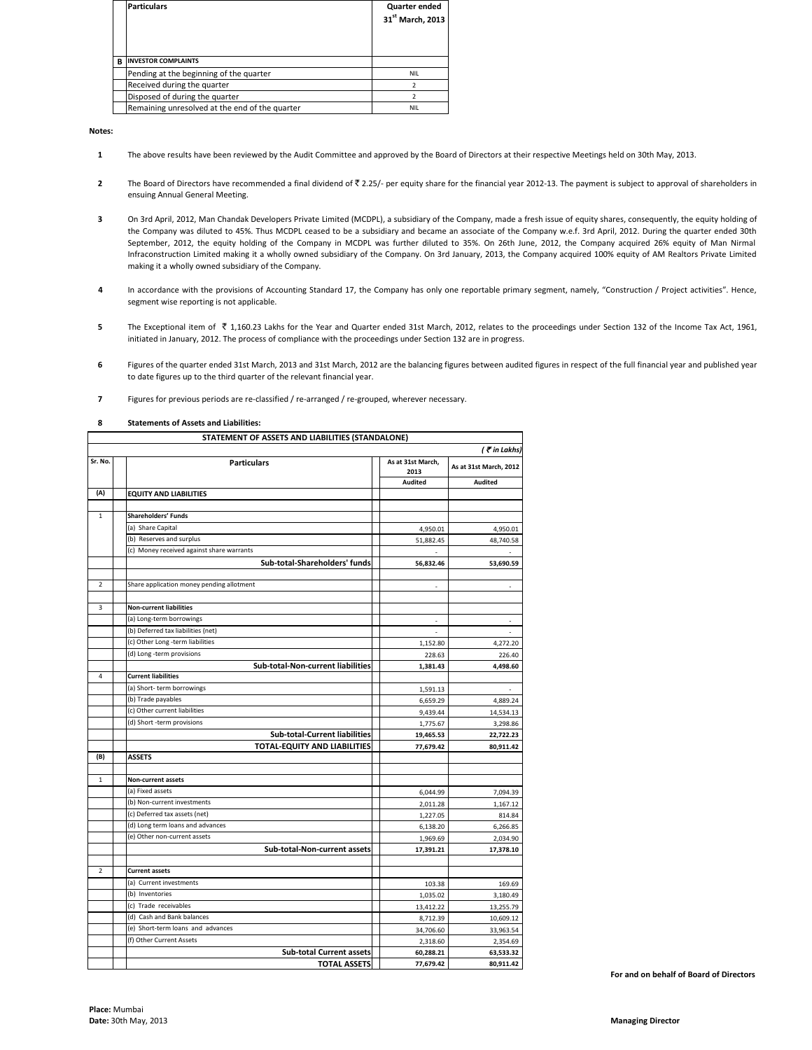| | Particulars | Quarter ended 31st March, 2013 |
|---|---|---|
| **B** | **INVESTOR COMPLAINTS** | |
| | Pending at the beginning of the quarter | NIL |
| | Received during the quarter | 2 |
| | Disposed of during the quarter | 2 |
| | Remaining unresolved at the end of the quarter | NIL |

**Notes:**

1. The above results have been reviewed by the Audit Committee and approved by the Board of Directors at their respective Meetings held on 30th May, 2013.

2. The Board of Directors have recommended a final dividend of ₹ 2.25/- per equity share for the financial year 2012-13. The payment is subject to approval of shareholders in ensuing Annual General Meeting.

3. On 3rd April, 2012, Man Chandak Developers Private Limited (MCDPL), a subsidiary of the Company, made a fresh issue of equity shares, consequently, the equity holding of the Company was diluted to 45%. Thus MCDPL ceased to be a subsidiary and became an associate of the Company w.e.f. 3rd April, 2012. During the quarter ended 30th September, 2012, the equity holding of the Company in MCDPL was further diluted to 35%. On 26th June, 2012, the Company acquired 26% equity of Man Nirmal Infraconstruction Limited making it a wholly owned subsidiary of the Company. On 3rd January, 2013, the Company acquired 100% equity of AM Realtors Private Limited making it a wholly owned subsidiary of the Company.

4. In accordance with the provisions of Accounting Standard 17, the Company has only one reportable primary segment, namely, "Construction / Project activities". Hence, segment wise reporting is not applicable.

5. The Exceptional item of ₹ 1,160.23 Lakhs for the Year and Quarter ended 31st March, 2012, relates to the proceedings under Section 132 of the Income Tax Act, 1961, initiated in January, 2012. The process of compliance with the proceedings under Section 132 are in progress.

6. Figures of the quarter ended 31st March, 2013 and 31st March, 2012 are the balancing figures between audited figures in respect of the full financial year and published year to date figures up to the third quarter of the relevant financial year.

7. Figures for previous periods are re-classified / re-arranged / re-grouped, wherever necessary.

8. **Statements of Assets and Liabilities:**

**STATEMENT OF ASSETS AND LIABILITIES (STANDALONE)**

*(₹ in Lakhs)*

| Sr. No. | Particulars | As at 31st March, 2013 | As at 31st March, 2012 |
|---|---|---|---|
| | | Audited | Audited |
| **(A)** | **EQUITY AND LIABILITIES** | | |
| 1 | **Shareholders' Funds** | | |
| | (a) Share Capital | 4,950.01 | 4,950.01 |
| | (b) Reserves and surplus | 51,882.45 | 48,740.58 |
| | (c) Money received against share warrants | - | - |
| | **Sub-total-Shareholders' funds** | **56,832.46** | **53,690.59** |
| 2 | Share application money pending allotment | - | - |
| 3 | **Non-current liabilities** | | |
| | (a) Long-term borrowings | - | - |
| | (b) Deferred tax liabilities (net) | - | - |
| | (c) Other Long -term liabilities | 1,152.80 | 4,272.20 |
| | (d) Long -term provisions | 228.63 | 226.40 |
| | **Sub-total-Non-current liabilities** | **1,381.43** | **4,498.60** |
| 4 | **Current liabilities** | | |
| | (a) Short- term borrowings | 1,591.13 | - |
| | (b) Trade payables | 6,659.29 | 4,889.24 |
| | (c) Other current liabilities | 9,439.44 | 14,534.13 |
| | (d) Short -term provisions | 1,775.67 | 3,298.86 |
| | **Sub-total-Current liabilities** | **19,465.53** | **22,722.23** |
| | **TOTAL-EQUITY AND LIABILITIES** | **77,679.42** | **80,911.42** |
| **(B)** | **ASSETS** | | |
| 1 | **Non-current assets** | | |
| | (a) Fixed assets | 6,044.99 | 7,094.39 |
| | (b) Non-current investments | 2,011.28 | 1,167.12 |
| | (c) Deferred tax assets (net) | 1,227.05 | 814.84 |
| | (d) Long term loans and advances | 6,138.20 | 6,266.85 |
| | (e) Other non-current assets | 1,969.69 | 2,034.90 |
| | **Sub-total-Non-current assets** | **17,391.21** | **17,378.10** |
| 2 | **Current assets** | | |
| | (a) Current investments | 103.38 | 169.69 |
| | (b) Inventories | 1,035.02 | 3,180.49 |
| | (c) Trade receivables | 13,412.22 | 13,255.79 |
| | (d) Cash and Bank balances | 8,712.39 | 10,609.12 |
| | (e) Short-term loans and advances | 34,706.60 | 33,963.54 |
| | (f) Other Current Assets | 2,318.60 | 2,354.69 |
| | **Sub-total Current assets** | **60,288.21** | **63,533.32** |
| | **TOTAL ASSETS** | **77,679.42** | **80,911.42** |

**For and on behalf of Board of Directors**

**Place:** Mumbai
**Date:** 30th May, 2013

**Managing Director**